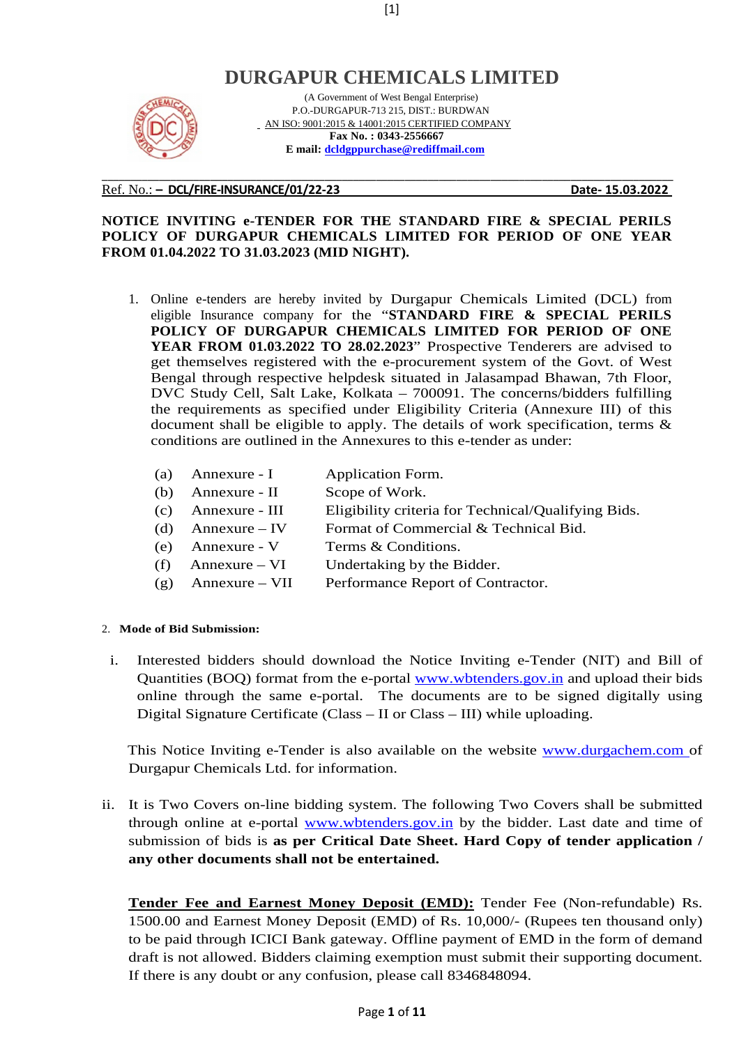# DURGAPUR CHEMICALS LIMITED

(A Government of West Bengal Enterprise)
P.O.-DURGAPUR-713 215, DIST.: BURDWAN
AN ISO: 9001:2015 & 14001:2015 CERTIFIED COMPANY
**Fax No. : 0343-2556667**
**E mail: dcldgppurchase@rediffmail.com**

Ref. No.: – **DCL/FIRE-INSURANCE/01/22-23** **Date- 15.03.2022**

**NOTICE INVITING e-TENDER FOR THE STANDARD FIRE & SPECIAL PERILS POLICY OF DURGAPUR CHEMICALS LIMITED FOR PERIOD OF ONE YEAR FROM 01.04.2022 TO 31.03.2023 (MID NIGHT).**

1. Online e-tenders are hereby invited by Durgapur Chemicals Limited (DCL) from eligible Insurance company for the "**STANDARD FIRE & SPECIAL PERILS POLICY OF DURGAPUR CHEMICALS LIMITED FOR PERIOD OF ONE YEAR FROM 01.03.2022 TO 28.02.2023**" Prospective Tenderers are advised to get themselves registered with the e-procurement system of the Govt. of West Bengal through respective helpdesk situated in Jalasampad Bhawan, 7th Floor, DVC Study Cell, Salt Lake, Kolkata – 700091. The concerns/bidders fulfilling the requirements as specified under Eligibility Criteria (Annexure III) of this document shall be eligible to apply. The details of work specification, terms & conditions are outlined in the Annexures to this e-tender as under:

| | | |
|---|---|---|
| (a) | Annexure - I | Application Form. |
| (b) | Annexure - II | Scope of Work. |
| (c) | Annexure - III | Eligibility criteria for Technical/Qualifying Bids. |
| (d) | Annexure – IV | Format of Commercial & Technical Bid. |
| (e) | Annexure - V | Terms & Conditions. |
| (f) | Annexure – VI | Undertaking by the Bidder. |
| (g) | Annexure – VII | Performance Report of Contractor. |

2. **Mode of Bid Submission:**

i. Interested bidders should download the Notice Inviting e-Tender (NIT) and Bill of Quantities (BOQ) format from the e-portal www.wbtenders.gov.in and upload their bids online through the same e-portal. The documents are to be signed digitally using Digital Signature Certificate (Class – II or Class – III) while uploading.

This Notice Inviting e-Tender is also available on the website www.durgachem.com of Durgapur Chemicals Ltd. for information.

ii. It is Two Covers on-line bidding system. The following Two Covers shall be submitted through online at e-portal www.wbtenders.gov.in by the bidder. Last date and time of submission of bids is **as per Critical Date Sheet. Hard Copy of tender application / any other documents shall not be entertained.**

**Tender Fee and Earnest Money Deposit (EMD):** Tender Fee (Non-refundable) Rs. 1500.00 and Earnest Money Deposit (EMD) of Rs. 10,000/- (Rupees ten thousand only) to be paid through ICICI Bank gateway. Offline payment of EMD in the form of demand draft is not allowed. Bidders claiming exemption must submit their supporting document. If there is any doubt or any confusion, please call 8346848094.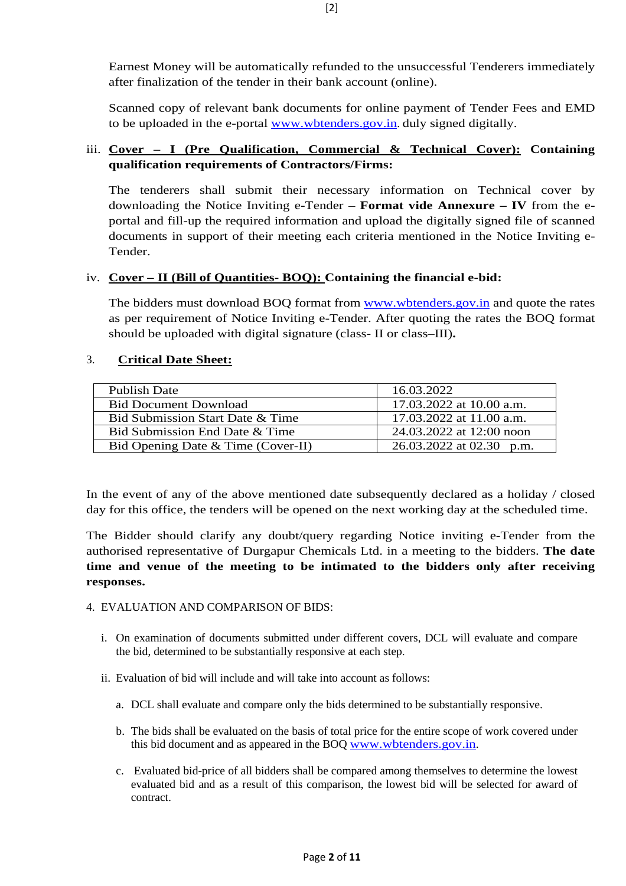Earnest Money will be automatically refunded to the unsuccessful Tenderers immediately after finalization of the tender in their bank account (online).

Scanned copy of relevant bank documents for online payment of Tender Fees and EMD to be uploaded in the e-portal www.wbtenders.gov.in. duly signed digitally.

iii. **Cover – I (Pre Qualification, Commercial & Technical Cover): Containing qualification requirements of Contractors/Firms:**

The tenderers shall submit their necessary information on Technical cover by downloading the Notice Inviting e-Tender – **Format vide Annexure – IV** from the e-portal and fill-up the required information and upload the digitally signed file of scanned documents in support of their meeting each criteria mentioned in the Notice Inviting e-Tender.

iv. **Cover – II (Bill of Quantities- BOQ): Containing the financial e-bid:**

The bidders must download BOQ format from www.wbtenders.gov.in and quote the rates as per requirement of Notice Inviting e-Tender. After quoting the rates the BOQ format should be uploaded with digital signature (class- II or class–III)**.**

3. **Critical Date Sheet:**

| Publish Date | 16.03.2022 |
|---|---|
| Bid Document Download | 17.03.2022 at 10.00 a.m. |
| Bid Submission Start Date & Time | 17.03.2022 at 11.00 a.m. |
| Bid Submission End Date & Time | 24.03.2022 at 12:00 noon |
| Bid Opening Date & Time (Cover-II) | 26.03.2022 at 02.30 p.m. |

In the event of any of the above mentioned date subsequently declared as a holiday / closed day for this office, the tenders will be opened on the next working day at the scheduled time.

The Bidder should clarify any doubt/query regarding Notice inviting e-Tender from the authorised representative of Durgapur Chemicals Ltd. in a meeting to the bidders. **The date time and venue of the meeting to be intimated to the bidders only after receiving responses.**

4. EVALUATION AND COMPARISON OF BIDS:

i. On examination of documents submitted under different covers, DCL will evaluate and compare the bid, determined to be substantially responsive at each step.

ii. Evaluation of bid will include and will take into account as follows:

a. DCL shall evaluate and compare only the bids determined to be substantially responsive.

b. The bids shall be evaluated on the basis of total price for the entire scope of work covered under this bid document and as appeared in the BOQ www.wbtenders.gov.in.

c. Evaluated bid-price of all bidders shall be compared among themselves to determine the lowest evaluated bid and as a result of this comparison, the lowest bid will be selected for award of contract.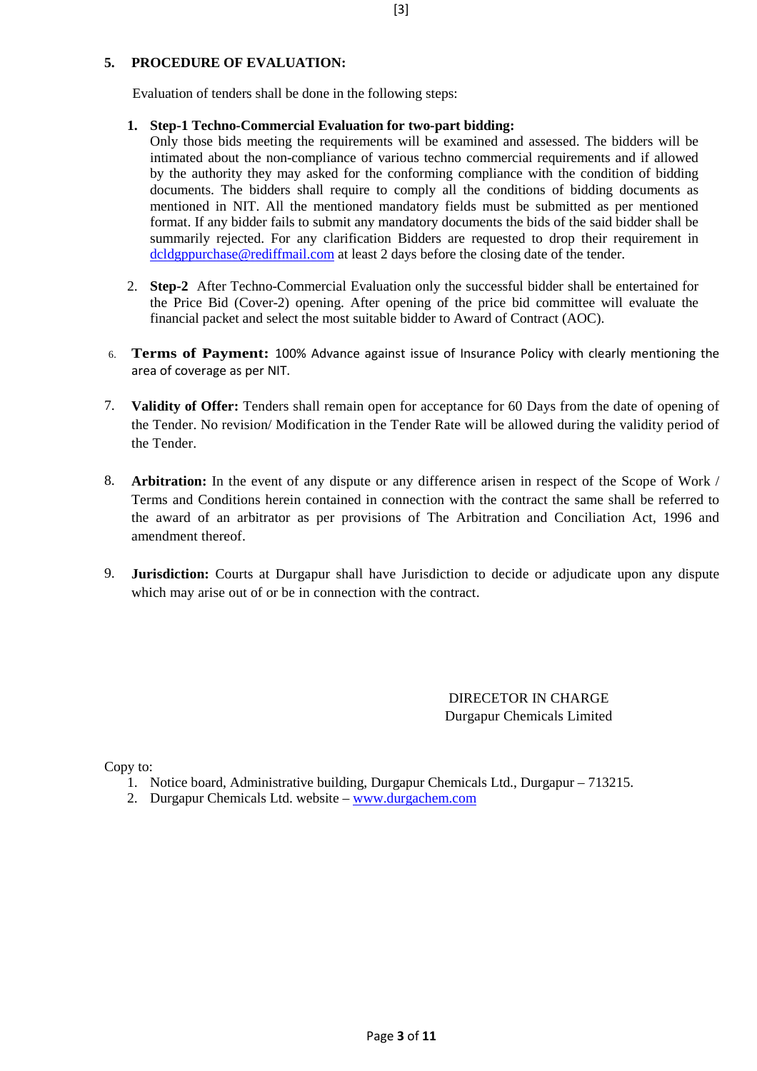**5. PROCEDURE OF EVALUATION:**

Evaluation of tenders shall be done in the following steps:

1. **Step-1 Techno-Commercial Evaluation for two-part bidding:**
   Only those bids meeting the requirements will be examined and assessed. The bidders will be intimated about the non-compliance of various techno commercial requirements and if allowed by the authority they may asked for the conforming compliance with the condition of bidding documents. The bidders shall require to comply all the conditions of bidding documents as mentioned in NIT. All the mentioned mandatory fields must be submitted as per mentioned format. If any bidder fails to submit any mandatory documents the bids of the said bidder shall be summarily rejected. For any clarification Bidders are requested to drop their requirement in dcldgppurchase@rediffmail.com at least 2 days before the closing date of the tender.

2. **Step-2** After Techno-Commercial Evaluation only the successful bidder shall be entertained for the Price Bid (Cover-2) opening. After opening of the price bid committee will evaluate the financial packet and select the most suitable bidder to Award of Contract (AOC).

6. **Terms of Payment:** 100% Advance against issue of Insurance Policy with clearly mentioning the area of coverage as per NIT.

7. **Validity of Offer:** Tenders shall remain open for acceptance for 60 Days from the date of opening of the Tender. No revision/ Modification in the Tender Rate will be allowed during the validity period of the Tender.

8. **Arbitration:** In the event of any dispute or any difference arisen in respect of the Scope of Work / Terms and Conditions herein contained in connection with the contract the same shall be referred to the award of an arbitrator as per provisions of The Arbitration and Conciliation Act, 1996 and amendment thereof.

9. **Jurisdiction:** Courts at Durgapur shall have Jurisdiction to decide or adjudicate upon any dispute which may arise out of or be in connection with the contract.

DIRECETOR IN CHARGE
Durgapur Chemicals Limited

Copy to:

1. Notice board, Administrative building, Durgapur Chemicals Ltd., Durgapur – 713215.
2. Durgapur Chemicals Ltd. website – www.durgachem.com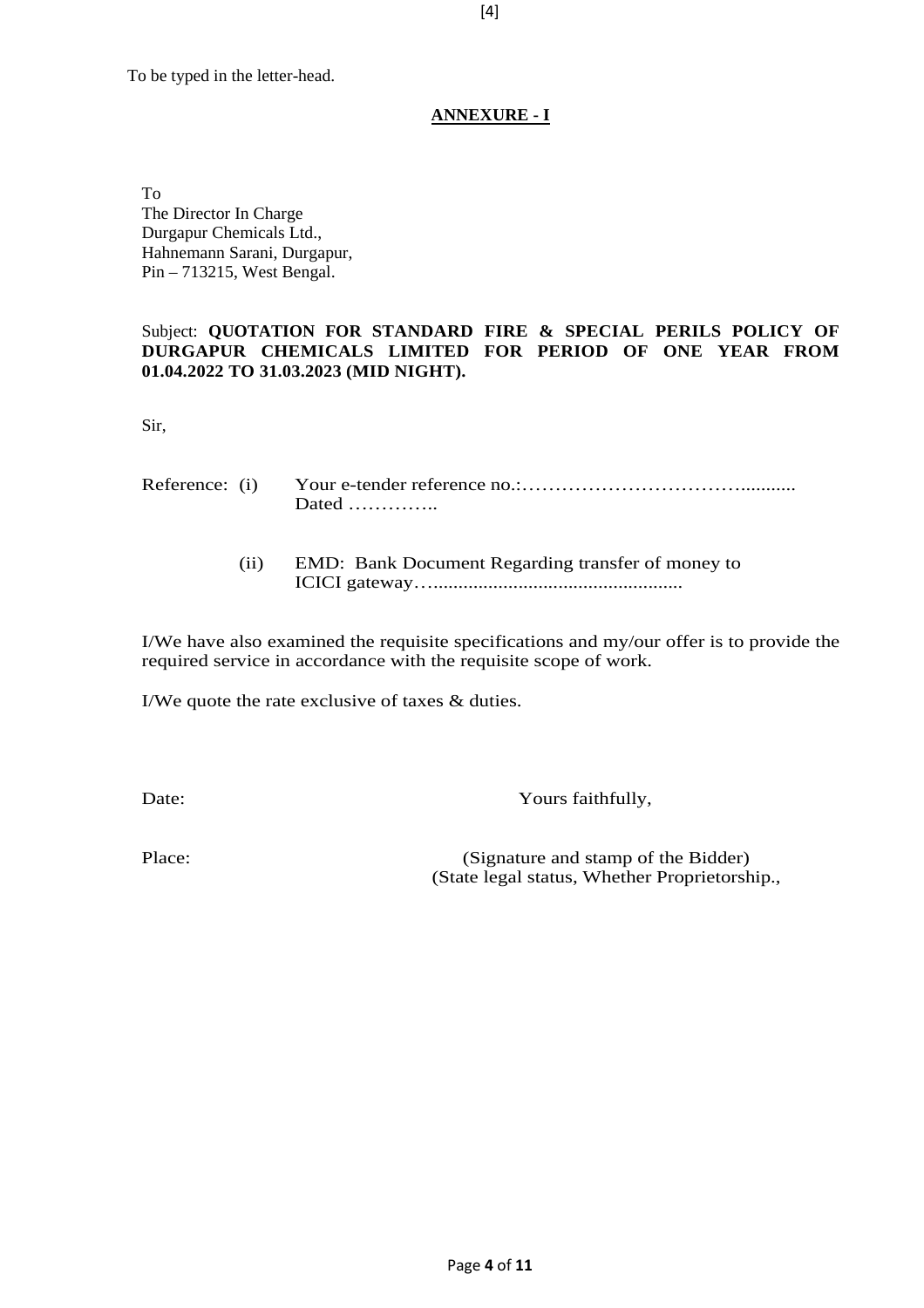To be typed in the letter-head.

## ANNEXURE - I

To
The Director In Charge
Durgapur Chemicals Ltd.,
Hahnemann Sarani, Durgapur,
Pin – 713215, West Bengal.

Subject: **QUOTATION FOR STANDARD FIRE & SPECIAL PERILS POLICY OF DURGAPUR CHEMICALS LIMITED FOR PERIOD OF ONE YEAR FROM 01.04.2022 TO 31.03.2023 (MID NIGHT).**

Sir,

Reference: (i) Your e-tender reference no.:……………………………........... Dated …………..

(ii) EMD: Bank Document Regarding transfer of money to ICICI gateway…..................................................

I/We have also examined the requisite specifications and my/our offer is to provide the required service in accordance with the requisite scope of work.

I/We quote the rate exclusive of taxes & duties.

Date: Yours faithfully,

Place: (Signature and stamp of the Bidder)
(State legal status, Whether Proprietorship.,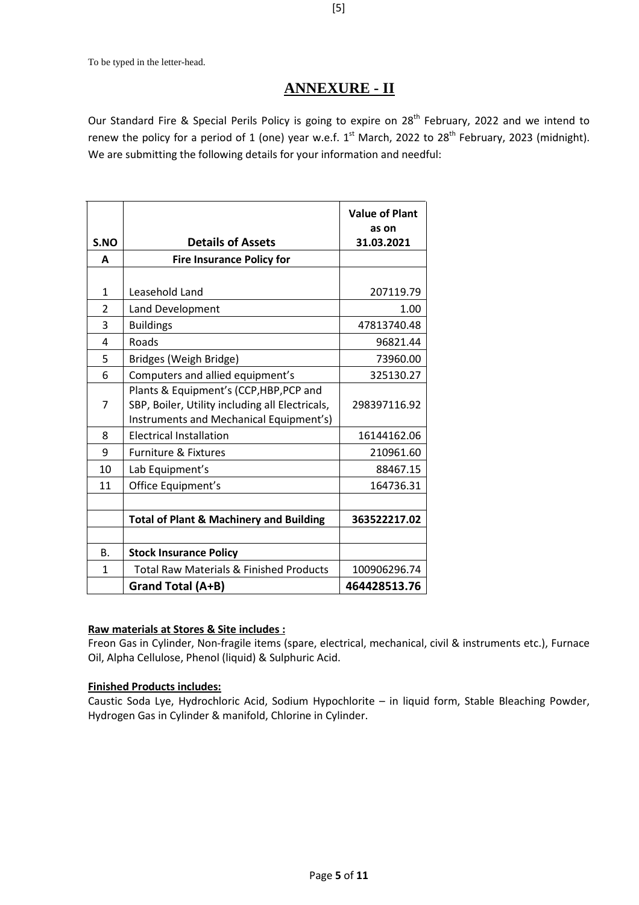To be typed in the letter-head.

# ANNEXURE - II

Our Standard Fire & Special Perils Policy is going to expire on 28th February, 2022 and we intend to renew the policy for a period of 1 (one) year w.e.f. 1st March, 2022 to 28th February, 2023 (midnight). We are submitting the following details for your information and needful:

| S.NO | Details of Assets | Value of Plant as on 31.03.2021 |
|---|---|---|
| **A** | **Fire Insurance Policy for** | |
| 1 | Leasehold Land | 207119.79 |
| 2 | Land Development | 1.00 |
| 3 | Buildings | 47813740.48 |
| 4 | Roads | 96821.44 |
| 5 | Bridges (Weigh Bridge) | 73960.00 |
| 6 | Computers and allied equipment's | 325130.27 |
| 7 | Plants & Equipment's (CCP,HBP,PCP and SBP, Boiler, Utility including all Electricals, Instruments and Mechanical Equipment's) | 298397116.92 |
| 8 | Electrical Installation | 16144162.06 |
| 9 | Furniture & Fixtures | 210961.60 |
| 10 | Lab Equipment's | 88467.15 |
| 11 | Office Equipment's | 164736.31 |
| | | |
| | **Total of Plant & Machinery and Building** | **363522217.02** |
| | | |
| B. | **Stock Insurance Policy** | |
| 1 | Total Raw Materials & Finished Products | 100906296.74 |
| | **Grand Total (A+B)** | **464428513.76** |

**Raw materials at Stores & Site includes :**

Freon Gas in Cylinder, Non-fragile items (spare, electrical, mechanical, civil & instruments etc.), Furnace Oil, Alpha Cellulose, Phenol (liquid) & Sulphuric Acid.

**Finished Products includes:**

Caustic Soda Lye, Hydrochloric Acid, Sodium Hypochlorite – in liquid form, Stable Bleaching Powder, Hydrogen Gas in Cylinder & manifold, Chlorine in Cylinder.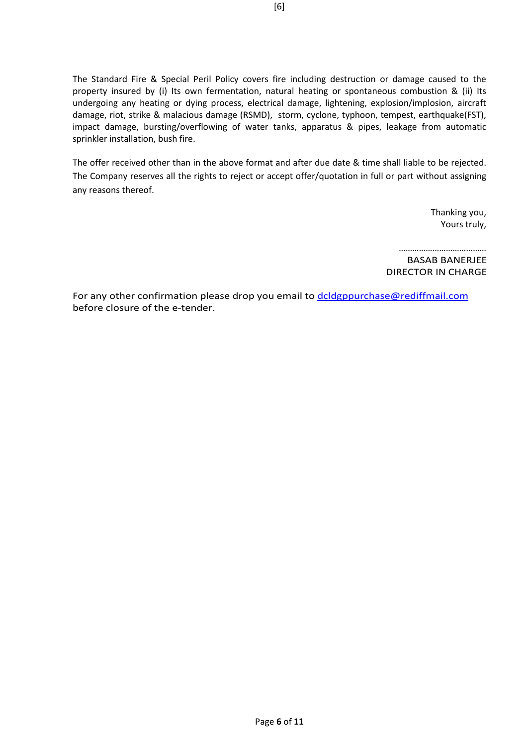The Standard Fire & Special Peril Policy covers fire including destruction or damage caused to the property insured by (i) Its own fermentation, natural heating or spontaneous combustion & (ii) Its undergoing any heating or dying process, electrical damage, lightening, explosion/implosion, aircraft damage, riot, strike & malacious damage (RSMD), storm, cyclone, typhoon, tempest, earthquake(FST), impact damage, bursting/overflowing of water tanks, apparatus & pipes, leakage from automatic sprinkler installation, bush fire.

The offer received other than in the above format and after due date & time shall liable to be rejected. The Company reserves all the rights to reject or accept offer/quotation in full or part without assigning any reasons thereof.

Thanking you,
Yours truly,

……………………………….
BASAB BANERJEE
DIRECTOR IN CHARGE

For any other confirmation please drop you email to dcldgppurchase@rediffmail.com before closure of the e-tender.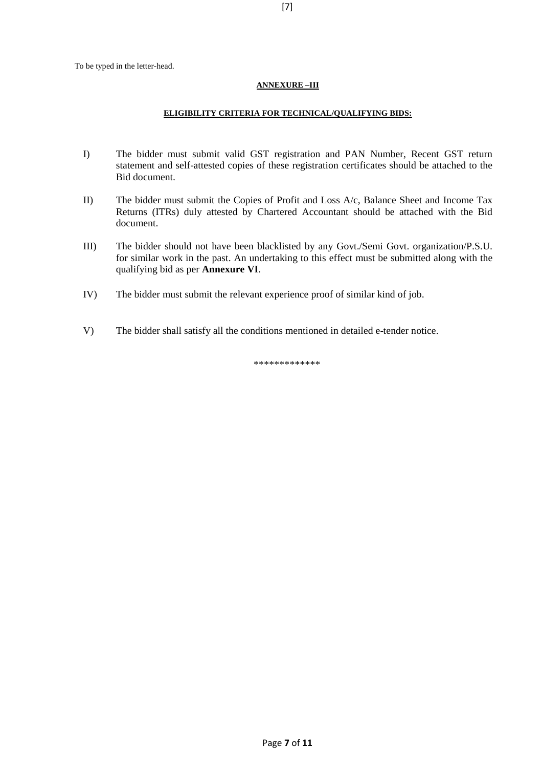To be typed in the letter-head.

## ANNEXURE –III

### ELIGIBILITY CRITERIA FOR TECHNICAL/QUALIFYING BIDS:

I) The bidder must submit valid GST registration and PAN Number, Recent GST return statement and self-attested copies of these registration certificates should be attached to the Bid document.

II) The bidder must submit the Copies of Profit and Loss A/c, Balance Sheet and Income Tax Returns (ITRs) duly attested by Chartered Accountant should be attached with the Bid document.

III) The bidder should not have been blacklisted by any Govt./Semi Govt. organization/P.S.U. for similar work in the past. An undertaking to this effect must be submitted along with the qualifying bid as per **Annexure VI**.

IV) The bidder must submit the relevant experience proof of similar kind of job.

V) The bidder shall satisfy all the conditions mentioned in detailed e-tender notice.

*************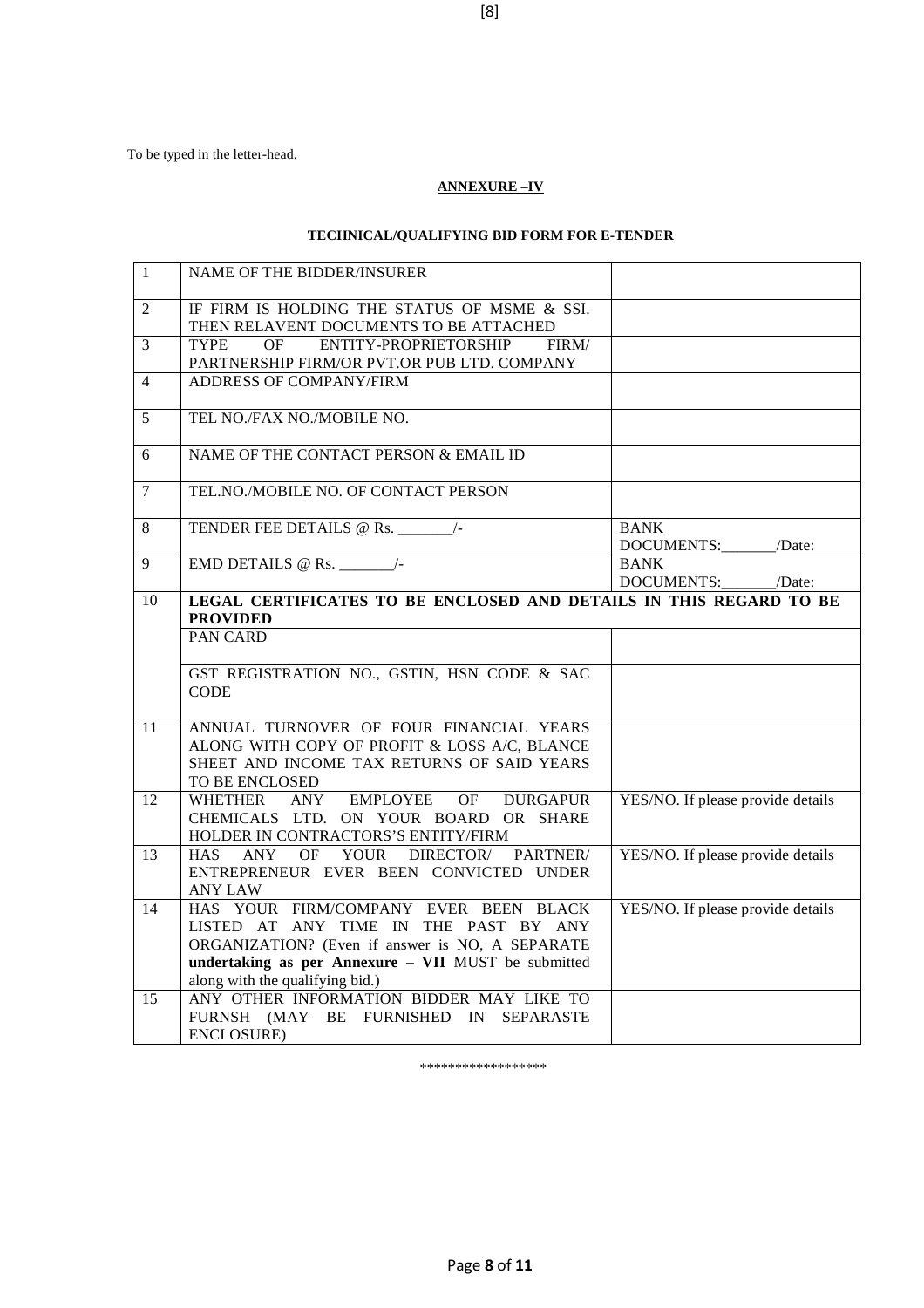To be typed in the letter-head.

**ANNEXURE –IV**

**TECHNICAL/QUALIFYING BID FORM FOR E-TENDER**

| 1 | NAME OF THE BIDDER/INSURER | |
|---|---|---|
| 2 | IF FIRM IS HOLDING THE STATUS OF MSME & SSI. THEN RELAVENT DOCUMENTS TO BE ATTACHED | |
| 3 | TYPE OF ENTITY-PROPRIETORSHIP FIRM/ PARTNERSHIP FIRM/OR PVT.OR PUB LTD. COMPANY | |
| 4 | ADDRESS OF COMPANY/FIRM | |
| 5 | TEL NO./FAX NO./MOBILE NO. | |
| 6 | NAME OF THE CONTACT PERSON & EMAIL ID | |
| 7 | TEL.NO./MOBILE NO. OF CONTACT PERSON | |
| 8 | TENDER FEE DETAILS @ Rs. _______/- | BANK DOCUMENTS:_______/Date: |
| 9 | EMD DETAILS @ Rs. _______/- | BANK DOCUMENTS:_______/Date: |
| 10 | **LEGAL CERTIFICATES TO BE ENCLOSED AND DETAILS IN THIS REGARD TO BE PROVIDED** | |
| | PAN CARD | |
| | GST REGISTRATION NO., GSTIN, HSN CODE & SAC CODE | |
| 11 | ANNUAL TURNOVER OF FOUR FINANCIAL YEARS ALONG WITH COPY OF PROFIT & LOSS A/C, BLANCE SHEET AND INCOME TAX RETURNS OF SAID YEARS TO BE ENCLOSED | |
| 12 | WHETHER ANY EMPLOYEE OF DURGAPUR CHEMICALS LTD. ON YOUR BOARD OR SHARE HOLDER IN CONTRACTORS'S ENTITY/FIRM | YES/NO. If please provide details |
| 13 | HAS ANY OF YOUR DIRECTOR/ PARTNER/ ENTREPRENEUR EVER BEEN CONVICTED UNDER ANY LAW | YES/NO. If please provide details |
| 14 | HAS YOUR FIRM/COMPANY EVER BEEN BLACK LISTED AT ANY TIME IN THE PAST BY ANY ORGANIZATION? (Even if answer is NO, A SEPARATE **undertaking as per Annexure – VII** MUST be submitted along with the qualifying bid.) | YES/NO. If please provide details |
| 15 | ANY OTHER INFORMATION BIDDER MAY LIKE TO FURNSH (MAY BE FURNISHED IN SEPARASTE ENCLOSURE) | |

******************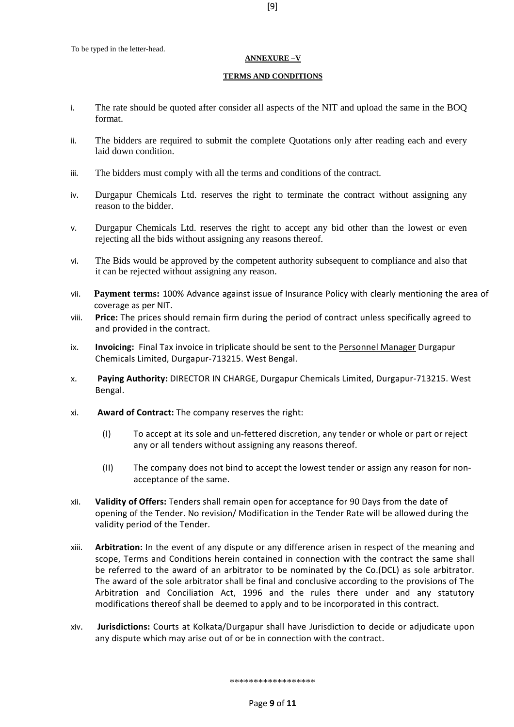To be typed in the letter-head.

## ANNEXURE –V

### TERMS AND CONDITIONS

i. The rate should be quoted after consider all aspects of the NIT and upload the same in the BOQ format.

ii. The bidders are required to submit the complete Quotations only after reading each and every laid down condition.

iii. The bidders must comply with all the terms and conditions of the contract.

iv. Durgapur Chemicals Ltd. reserves the right to terminate the contract without assigning any reason to the bidder.

v. Durgapur Chemicals Ltd. reserves the right to accept any bid other than the lowest or even rejecting all the bids without assigning any reasons thereof.

vi. The Bids would be approved by the competent authority subsequent to compliance and also that it can be rejected without assigning any reason.

vii. **Payment terms:** 100% Advance against issue of Insurance Policy with clearly mentioning the area of coverage as per NIT.

viii. **Price:** The prices should remain firm during the period of contract unless specifically agreed to and provided in the contract.

ix. **Invoicing:** Final Tax invoice in triplicate should be sent to the Personnel Manager Durgapur Chemicals Limited, Durgapur-713215. West Bengal.

x. **Paying Authority:** DIRECTOR IN CHARGE, Durgapur Chemicals Limited, Durgapur-713215. West Bengal.

xi. **Award of Contract:** The company reserves the right:

   (I) To accept at its sole and un-fettered discretion, any tender or whole or part or reject any or all tenders without assigning any reasons thereof.

   (II) The company does not bind to accept the lowest tender or assign any reason for non-acceptance of the same.

xii. **Validity of Offers:** Tenders shall remain open for acceptance for 90 Days from the date of opening of the Tender. No revision/ Modification in the Tender Rate will be allowed during the validity period of the Tender.

xiii. **Arbitration:** In the event of any dispute or any difference arisen in respect of the meaning and scope, Terms and Conditions herein contained in connection with the contract the same shall be referred to the award of an arbitrator to be nominated by the Co.(DCL) as sole arbitrator. The award of the sole arbitrator shall be final and conclusive according to the provisions of The Arbitration and Conciliation Act, 1996 and the rules there under and any statutory modifications thereof shall be deemed to apply and to be incorporated in this contract.

xiv. **Jurisdictions:** Courts at Kolkata/Durgapur shall have Jurisdiction to decide or adjudicate upon any dispute which may arise out of or be in connection with the contract.

******************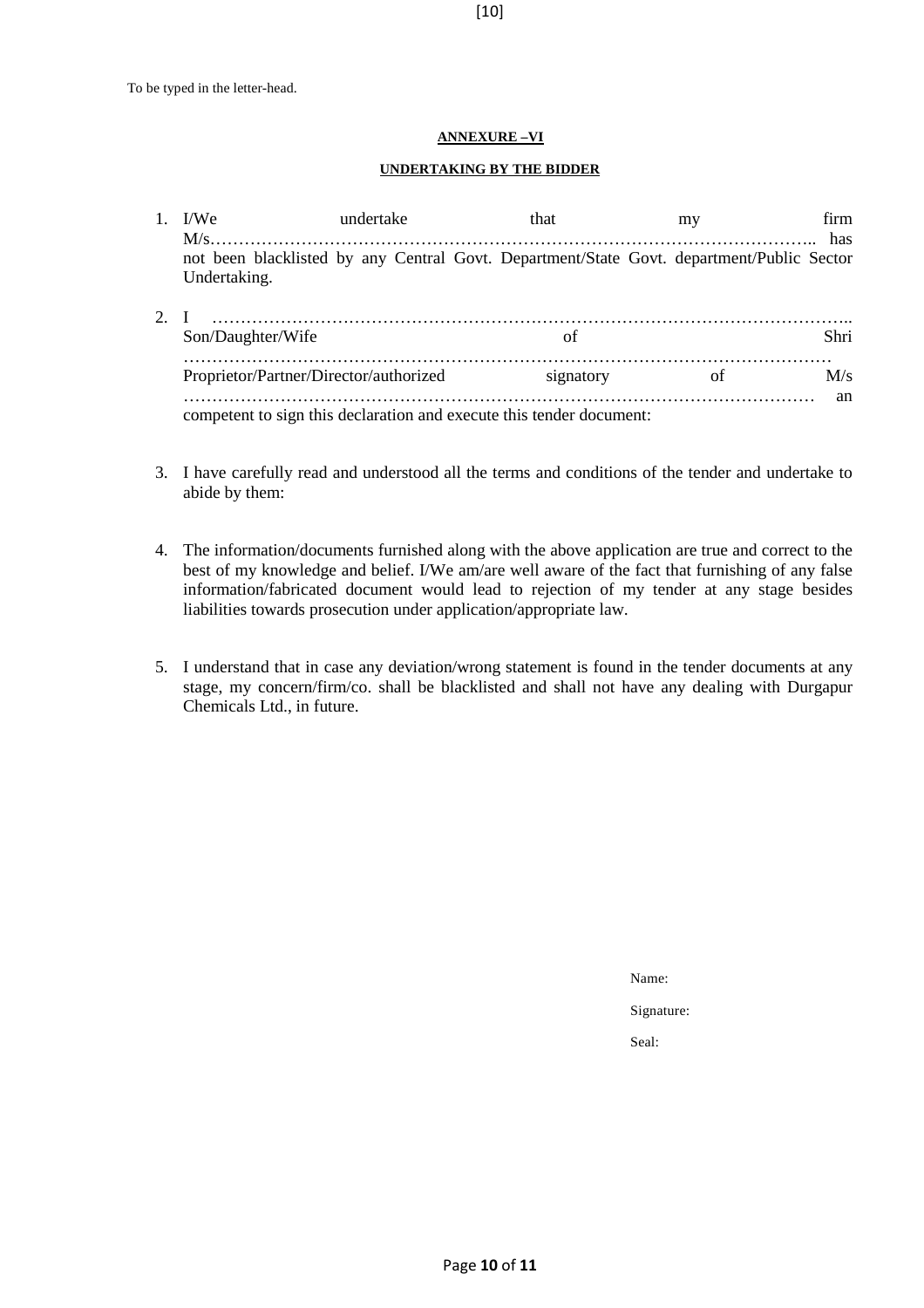To be typed in the letter-head.

## ANNEXURE –VI

### UNDERTAKING BY THE BIDDER

1. I/We undertake that my firm M/s……………………………………………………………………………………….. has not been blacklisted by any Central Govt. Department/State Govt. department/Public Sector Undertaking.

2. I ………………………………………………………………………………………………….. Son/Daughter/Wife of Shri ………………………………………………………………………………………………… Proprietor/Partner/Director/authorized signatory of M/s ……………………………………………………………………………………………… an competent to sign this declaration and execute this tender document:

3. I have carefully read and understood all the terms and conditions of the tender and undertake to abide by them:

4. The information/documents furnished along with the above application are true and correct to the best of my knowledge and belief. I/We am/are well aware of the fact that furnishing of any false information/fabricated document would lead to rejection of my tender at any stage besides liabilities towards prosecution under application/appropriate law.

5. I understand that in case any deviation/wrong statement is found in the tender documents at any stage, my concern/firm/co. shall be blacklisted and shall not have any dealing with Durgapur Chemicals Ltd., in future.

Name:

Signature:

Seal: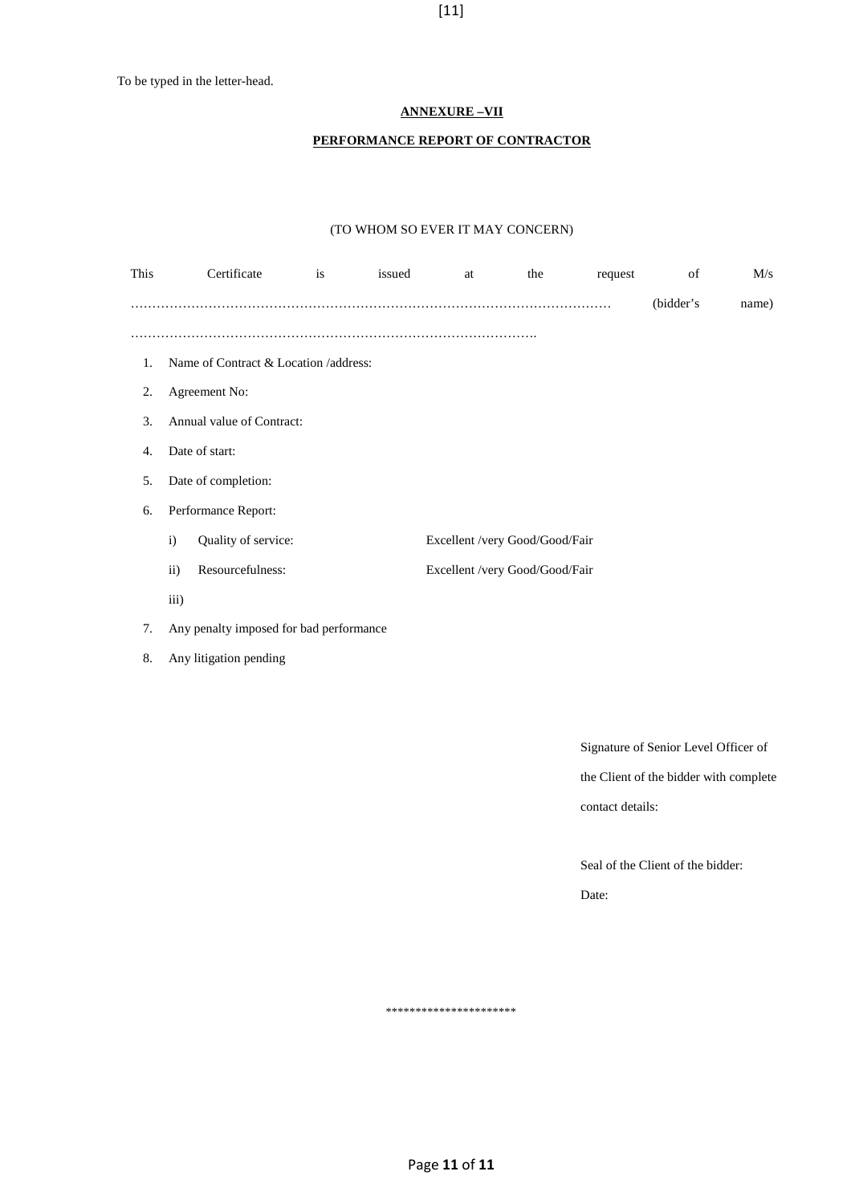To be typed in the letter-head.

**ANNEXURE –VII**

**PERFORMANCE REPORT OF CONTRACTOR**

(TO WHOM SO EVER IT MAY CONCERN)

This Certificate is issued at the request of M/s ………………………………………………………………………………………………… (bidder's name) ………………………………………………………………………………….

1. Name of Contract & Location /address:
2. Agreement No:
3. Annual value of Contract:
4. Date of start:
5. Date of completion:
6. Performance Report:
   - i) Quality of service: Excellent /very Good/Good/Fair
   - ii) Resourcefulness: Excellent /very Good/Good/Fair
   - iii)
7. Any penalty imposed for bad performance
8. Any litigation pending

Signature of Senior Level Officer of the Client of the bidder with complete contact details:

Seal of the Client of the bidder:

Date:

*********************